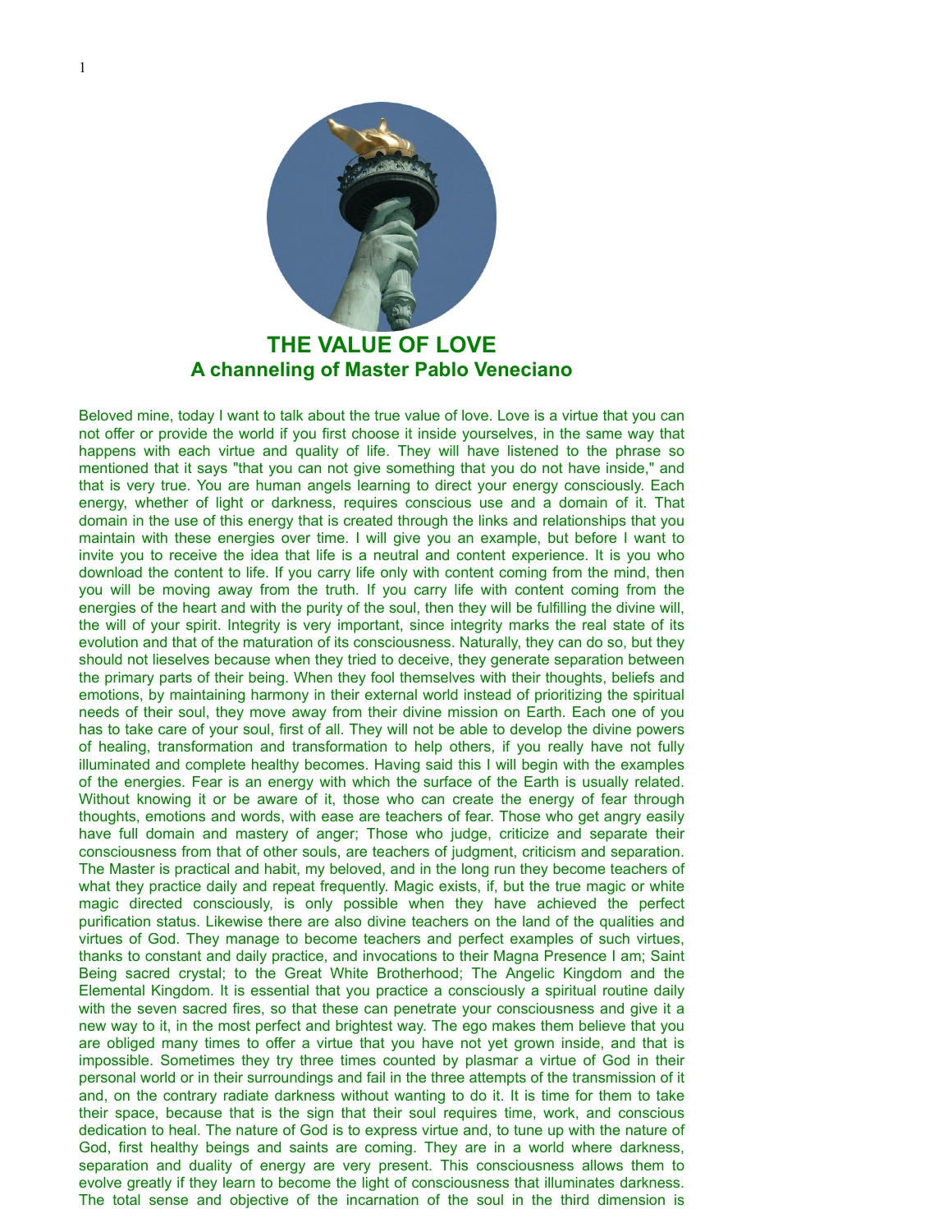# THE VALUE OF LOVE
## A channeling of Master Pablo Veneciano

Beloved mine, today I want to talk about the true value of love. Love is a virtue that you can not offer or provide the world if you first choose it inside yourselves, in the same way that happens with each virtue and quality of life. They will have listened to the phrase so mentioned that it says "that you can not give something that you do not have inside," and that is very true. You are human angels learning to direct your energy consciously. Each energy, whether of light or darkness, requires conscious use and a domain of it. That domain in the use of this energy that is created through the links and relationships that you maintain with these energies over time. I will give you an example, but before I want to invite you to receive the idea that life is a neutral and content experience. It is you who download the content to life. If you carry life only with content coming from the mind, then you will be moving away from the truth. If you carry life with content coming from the energies of the heart and with the purity of the soul, then they will be fulfilling the divine will, the will of your spirit. Integrity is very important, since integrity marks the real state of its evolution and that of the maturation of its consciousness. Naturally, they can do so, but they should not lieselves because when they tried to deceive, they generate separation between the primary parts of their being. When they fool themselves with their thoughts, beliefs and emotions, by maintaining harmony in their external world instead of prioritizing the spiritual needs of their soul, they move away from their divine mission on Earth. Each one of you has to take care of your soul, first of all. They will not be able to develop the divine powers of healing, transformation and transformation to help others, if you really have not fully illuminated and complete healthy becomes. Having said this I will begin with the examples of the energies. Fear is an energy with which the surface of the Earth is usually related. Without knowing it or be aware of it, those who can create the energy of fear through thoughts, emotions and words, with ease are teachers of fear. Those who get angry easily have full domain and mastery of anger; Those who judge, criticize and separate their consciousness from that of other souls, are teachers of judgment, criticism and separation. The Master is practical and habit, my beloved, and in the long run they become teachers of what they practice daily and repeat frequently. Magic exists, if, but the true magic or white magic directed consciously, is only possible when they have achieved the perfect purification status. Likewise there are also divine teachers on the land of the qualities and virtues of God. They manage to become teachers and perfect examples of such virtues, thanks to constant and daily practice, and invocations to their Magna Presence I am; Saint Being sacred crystal; to the Great White Brotherhood; The Angelic Kingdom and the Elemental Kingdom. It is essential that you practice a consciously a spiritual routine daily with the seven sacred fires, so that these can penetrate your consciousness and give it a new way to it, in the most perfect and brightest way. The ego makes them believe that you are obliged many times to offer a virtue that you have not yet grown inside, and that is impossible. Sometimes they try three times counted by plasmar a virtue of God in their personal world or in their surroundings and fail in the three attempts of the transmission of it and, on the contrary radiate darkness without wanting to do it. It is time for them to take their space, because that is the sign that their soul requires time, work, and conscious dedication to heal. The nature of God is to express virtue and, to tune up with the nature of God, first healthy beings and saints are coming. They are in a world where darkness, separation and duality of energy are very present. This consciousness allows them to evolve greatly if they learn to become the light of consciousness that illuminates darkness. The total sense and objective of the incarnation of the soul in the third dimension is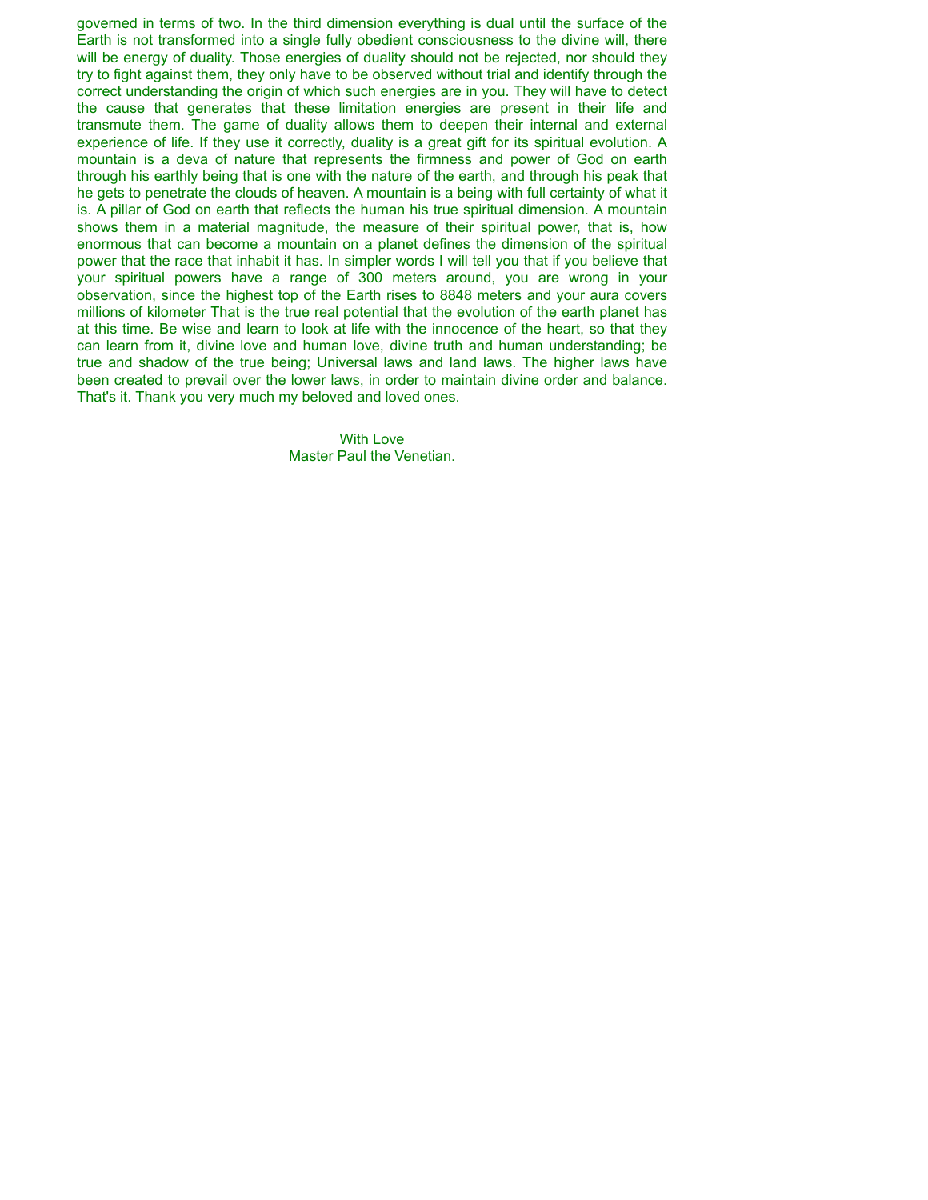governed in terms of two. In the third dimension everything is dual until the surface of the Earth is not transformed into a single fully obedient consciousness to the divine will, there will be energy of duality. Those energies of duality should not be rejected, nor should they try to fight against them, they only have to be observed without trial and identify through the correct understanding the origin of which such energies are in you. They will have to detect the cause that generates that these limitation energies are present in their life and transmute them. The game of duality allows them to deepen their internal and external experience of life. If they use it correctly, duality is a great gift for its spiritual evolution. A mountain is a deva of nature that represents the firmness and power of God on earth through his earthly being that is one with the nature of the earth, and through his peak that he gets to penetrate the clouds of heaven. A mountain is a being with full certainty of what it is. A pillar of God on earth that reflects the human his true spiritual dimension. A mountain shows them in a material magnitude, the measure of their spiritual power, that is, how enormous that can become a mountain on a planet defines the dimension of the spiritual power that the race that inhabit it has. In simpler words I will tell you that if you believe that your spiritual powers have a range of 300 meters around, you are wrong in your observation, since the highest top of the Earth rises to 8848 meters and your aura covers millions of kilometer That is the true real potential that the evolution of the earth planet has at this time. Be wise and learn to look at life with the innocence of the heart, so that they can learn from it, divine love and human love, divine truth and human understanding; be true and shadow of the true being; Universal laws and land laws. The higher laws have been created to prevail over the lower laws, in order to maintain divine order and balance. That's it. Thank you very much my beloved and loved ones.

With Love
Master Paul the Venetian.